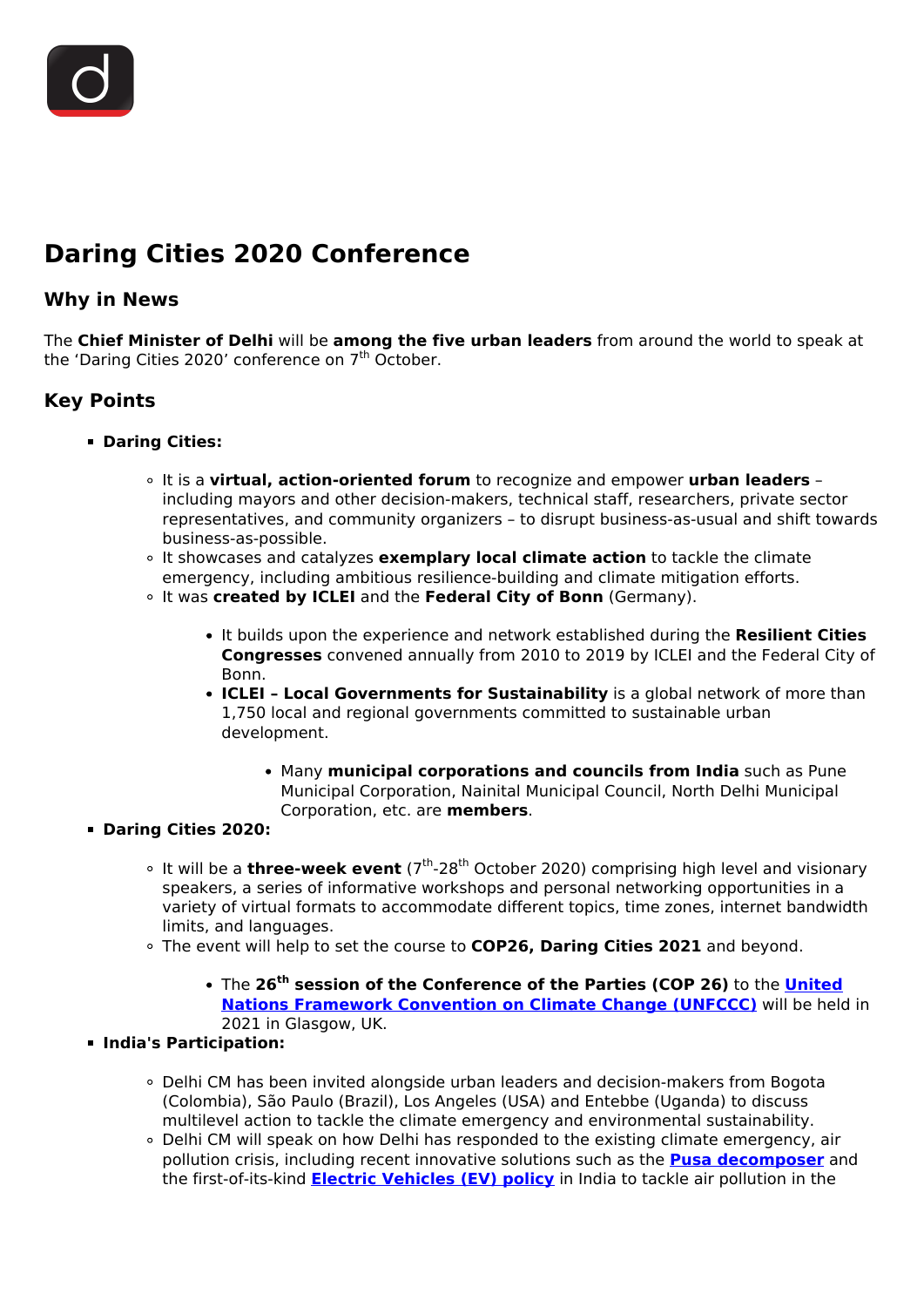# Daring Cities 2020 Conference

## Why in News

The **Chief Minister of Delhi** will be **among the five urban leaders** from around the world to speak at the 'Daring Cities 2020' conference on 7th October.

## Key Points

- **Daring Cities:**
    - It is a **virtual, action-oriented forum** to recognize and empower **urban leaders** – including mayors and other decision-makers, technical staff, researchers, private sector representatives, and community organizers – to disrupt business-as-usual and shift towards business-as-possible.
    - It showcases and catalyzes **exemplary local climate action** to tackle the climate emergency, including ambitious resilience-building and climate mitigation efforts.
    - It was **created by ICLEI** and the **Federal City of Bonn** (Germany).
        - It builds upon the experience and network established during the **Resilient Cities Congresses** convened annually from 2010 to 2019 by ICLEI and the Federal City of Bonn.
        - **ICLEI – Local Governments for Sustainability** is a global network of more than 1,750 local and regional governments committed to sustainable urban development.
            - Many **municipal corporations and councils from India** such as Pune Municipal Corporation, Nainital Municipal Council, North Delhi Municipal Corporation, etc. are **members**.
- **Daring Cities 2020:**
    - It will be a **three-week event** (7th-28th October 2020) comprising high level and visionary speakers, a series of informative workshops and personal networking opportunities in a variety of virtual formats to accommodate different topics, time zones, internet bandwidth limits, and languages.
    - The event will help to set the course to **COP26, Daring Cities 2021** and beyond.
        - The **26th session of the Conference of the Parties (COP 26)** to the **United Nations Framework Convention on Climate Change (UNFCCC)** will be held in 2021 in Glasgow, UK.
- **India's Participation:**
    - Delhi CM has been invited alongside urban leaders and decision-makers from Bogota (Colombia), São Paulo (Brazil), Los Angeles (USA) and Entebbe (Uganda) to discuss multilevel action to tackle the climate emergency and environmental sustainability.
    - Delhi CM will speak on how Delhi has responded to the existing climate emergency, air pollution crisis, including recent innovative solutions such as the **Pusa decomposer** and the first-of-its-kind **Electric Vehicles (EV) policy** in India to tackle air pollution in the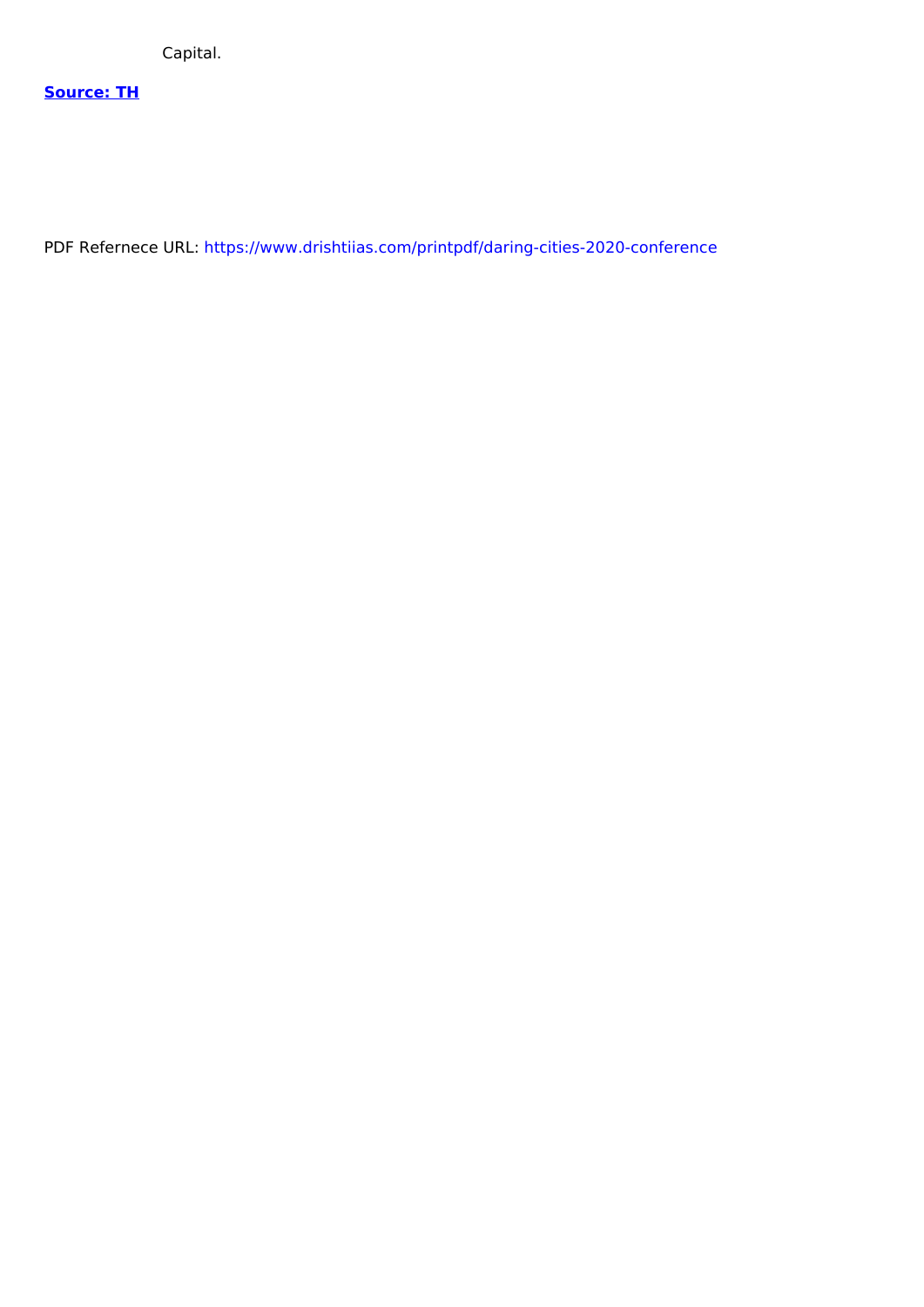Capital.

**Source: TH**

PDF Refernece URL: https://www.drishtiias.com/printpdf/daring-cities-2020-conference